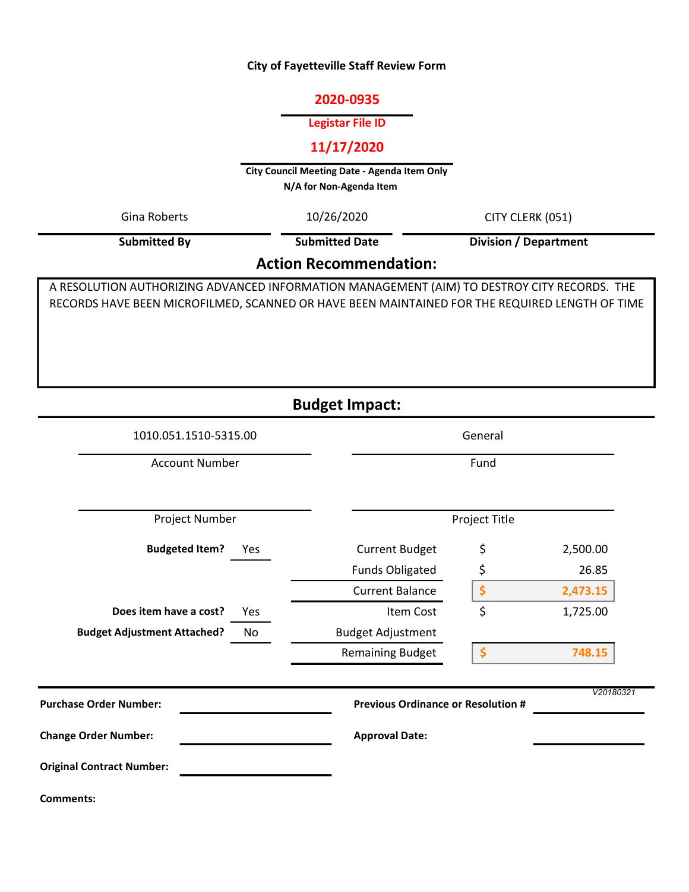# City of Fayetteville Staff Review Form

**2020-0935**

**Legistar File ID**

**11/17/2020**

**City Council Meeting Date - Agenda Item Only**
**N/A for Non-Agenda Item**

| Submitted By | Submitted Date | Division / Department |
|---|---|---|
| Gina Roberts | 10/26/2020 | CITY CLERK (051) |

## Action Recommendation:

A RESOLUTION AUTHORIZING ADVANCED INFORMATION MANAGEMENT (AIM) TO DESTROY CITY RECORDS. THE RECORDS HAVE BEEN MICROFILMED, SCANNED OR HAVE BEEN MAINTAINED FOR THE REQUIRED LENGTH OF TIME

## Budget Impact:

| Account Number | Fund |
|---|---|
| 1010.051.1510-5315.00 | General |

| Project Number | Project Title |
|---|---|
| | |

| | | | |
|---|---|---|---|
| **Budgeted Item?** | Yes | Current Budget | $ 2,500.00 |
| | | Funds Obligated | $ 26.85 |
| | | Current Balance | $ 2,473.15 |
| **Does item have a cost?** | Yes | Item Cost | $ 1,725.00 |
| **Budget Adjustment Attached?** | No | Budget Adjustment | |
| | | Remaining Budget | $ 748.15 |

V20180321

**Purchase Order Number:**

**Previous Ordinance or Resolution #**

**Change Order Number:**

**Approval Date:**

**Original Contract Number:**

**Comments:**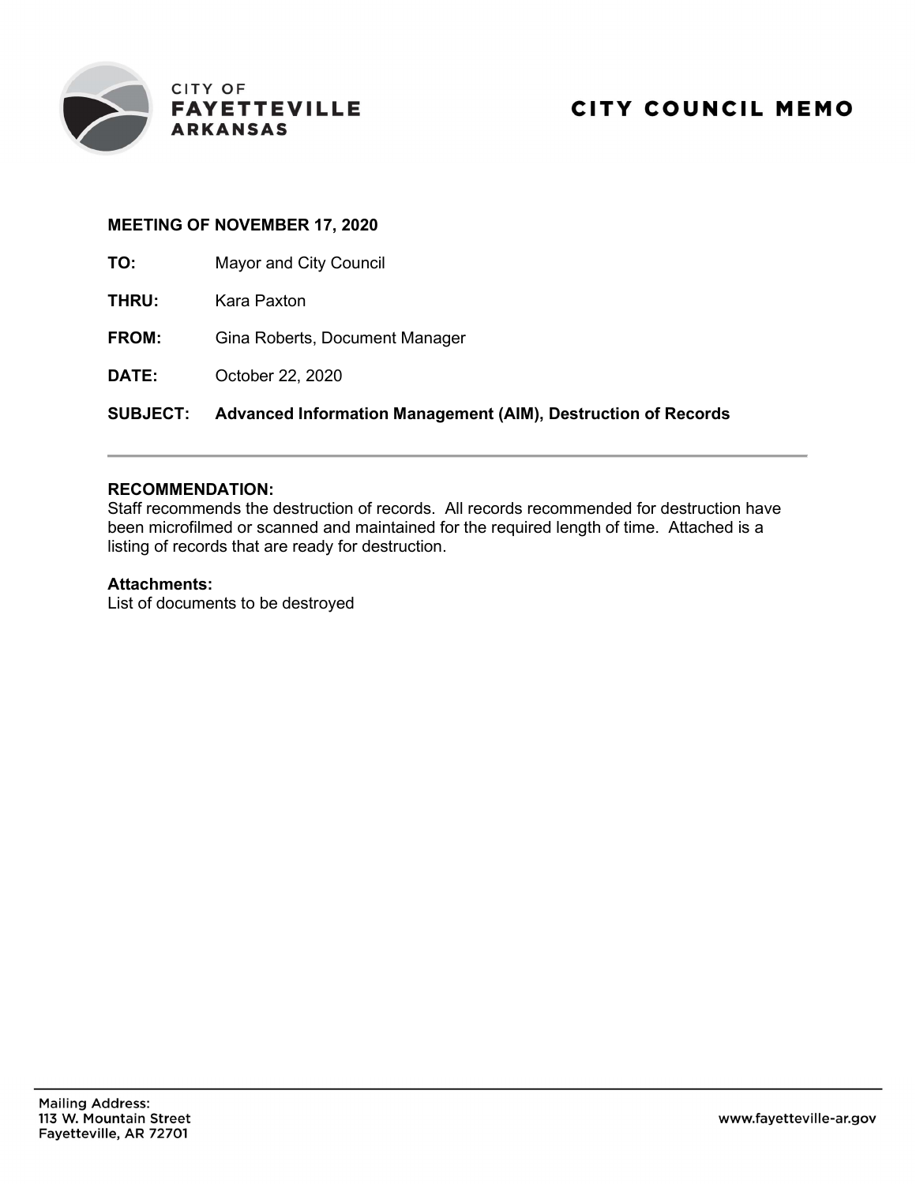CITY OF
**FAYETTEVILLE**
**ARKANSAS**

# CITY COUNCIL MEMO

**MEETING OF NOVEMBER 17, 2020**

**TO:** Mayor and City Council

**THRU:** Kara Paxton

**FROM:** Gina Roberts, Document Manager

**DATE:** October 22, 2020

**SUBJECT: Advanced Information Management (AIM), Destruction of Records**

---

**RECOMMENDATION:**
Staff recommends the destruction of records. All records recommended for destruction have been microfilmed or scanned and maintained for the required length of time. Attached is a listing of records that are ready for destruction.

**Attachments:**
List of documents to be destroyed

Mailing Address:
113 W. Mountain Street
Fayetteville, AR 72701

www.fayetteville-ar.gov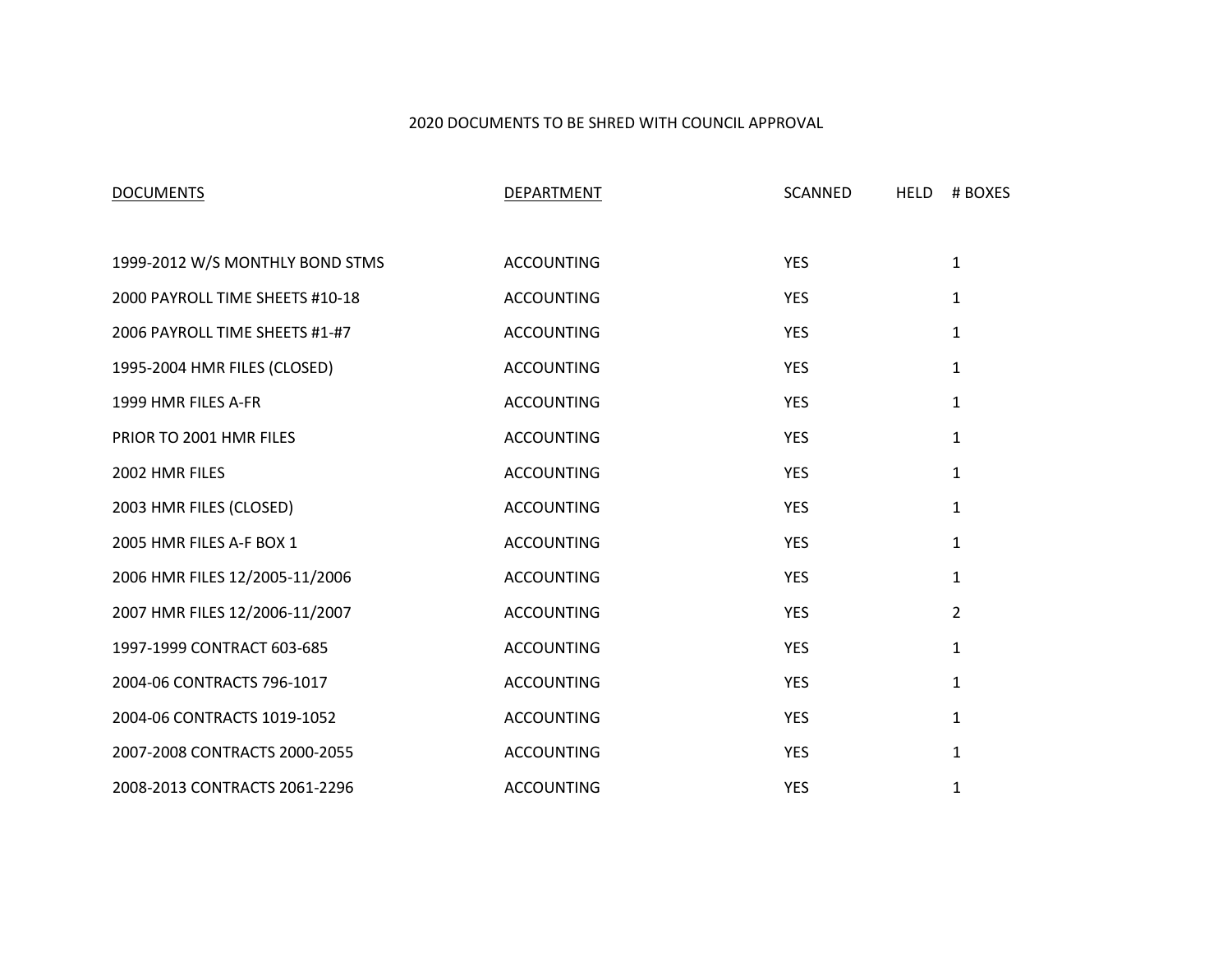2020 DOCUMENTS TO BE SHRED WITH COUNCIL APPROVAL

| DOCUMENTS | DEPARTMENT | SCANNED | HELD | # BOXES |
|---|---|---|---|---|
| 1999-2012 W/S MONTHLY BOND STMS | ACCOUNTING | YES | | 1 |
| 2000 PAYROLL TIME SHEETS #10-18 | ACCOUNTING | YES | | 1 |
| 2006 PAYROLL TIME SHEETS #1-#7 | ACCOUNTING | YES | | 1 |
| 1995-2004 HMR FILES (CLOSED) | ACCOUNTING | YES | | 1 |
| 1999 HMR FILES A-FR | ACCOUNTING | YES | | 1 |
| PRIOR TO 2001 HMR FILES | ACCOUNTING | YES | | 1 |
| 2002 HMR FILES | ACCOUNTING | YES | | 1 |
| 2003 HMR FILES (CLOSED) | ACCOUNTING | YES | | 1 |
| 2005 HMR FILES A-F BOX 1 | ACCOUNTING | YES | | 1 |
| 2006 HMR FILES 12/2005-11/2006 | ACCOUNTING | YES | | 1 |
| 2007 HMR FILES 12/2006-11/2007 | ACCOUNTING | YES | | 2 |
| 1997-1999 CONTRACT 603-685 | ACCOUNTING | YES | | 1 |
| 2004-06 CONTRACTS 796-1017 | ACCOUNTING | YES | | 1 |
| 2004-06 CONTRACTS 1019-1052 | ACCOUNTING | YES | | 1 |
| 2007-2008 CONTRACTS 2000-2055 | ACCOUNTING | YES | | 1 |
| 2008-2013 CONTRACTS 2061-2296 | ACCOUNTING | YES | | 1 |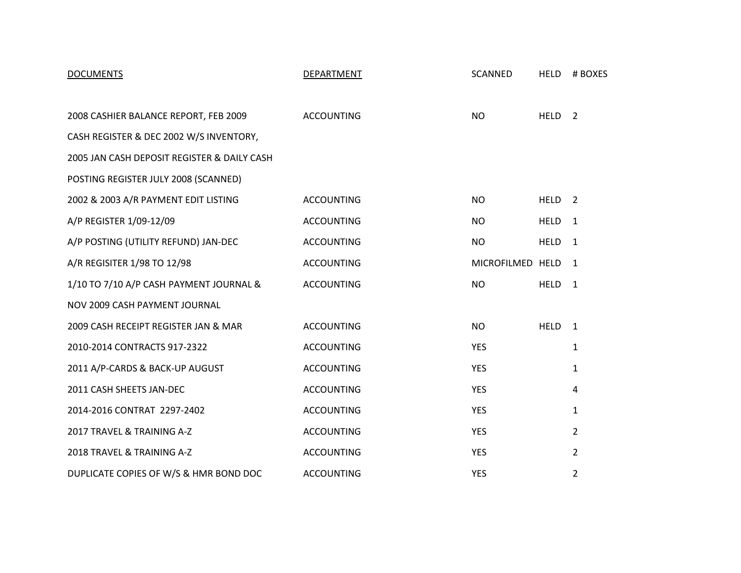| DOCUMENTS | DEPARTMENT | SCANNED | HELD | # BOXES |
|---|---|---|---|---|
| 2008 CASHIER BALANCE REPORT, FEB 2009 CASH REGISTER & DEC 2002 W/S INVENTORY, 2005 JAN CASH DEPOSIT REGISTER & DAILY CASH POSTING REGISTER JULY 2008 (SCANNED) | ACCOUNTING | NO | HELD | 2 |
| 2002 & 2003 A/R PAYMENT EDIT LISTING | ACCOUNTING | NO | HELD | 2 |
| A/P REGISTER 1/09-12/09 | ACCOUNTING | NO | HELD | 1 |
| A/P POSTING (UTILITY REFUND) JAN-DEC | ACCOUNTING | NO | HELD | 1 |
| A/R REGISITER 1/98 TO 12/98 | ACCOUNTING | MICROFILMED | HELD | 1 |
| 1/10 TO 7/10 A/P CASH PAYMENT JOURNAL & NOV 2009 CASH PAYMENT JOURNAL | ACCOUNTING | NO | HELD | 1 |
| 2009 CASH RECEIPT REGISTER JAN & MAR | ACCOUNTING | NO | HELD | 1 |
| 2010-2014 CONTRACTS 917-2322 | ACCOUNTING | YES | | 1 |
| 2011 A/P-CARDS & BACK-UP AUGUST | ACCOUNTING | YES | | 1 |
| 2011 CASH SHEETS JAN-DEC | ACCOUNTING | YES | | 4 |
| 2014-2016 CONTRAT 2297-2402 | ACCOUNTING | YES | | 1 |
| 2017 TRAVEL & TRAINING A-Z | ACCOUNTING | YES | | 2 |
| 2018 TRAVEL & TRAINING A-Z | ACCOUNTING | YES | | 2 |
| DUPLICATE COPIES OF W/S & HMR BOND DOC | ACCOUNTING | YES | | 2 |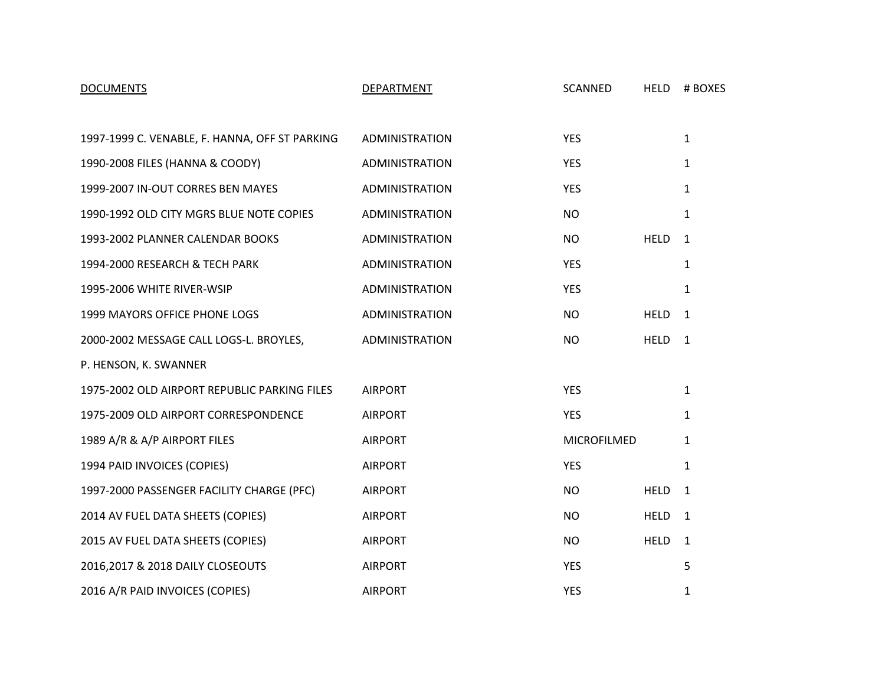| DOCUMENTS | DEPARTMENT | SCANNED | HELD | # BOXES |
| --- | --- | --- | --- | --- |
| 1997-1999 C. VENABLE, F. HANNA, OFF ST PARKING | ADMINISTRATION | YES | | 1 |
| 1990-2008 FILES (HANNA & COODY) | ADMINISTRATION | YES | | 1 |
| 1999-2007 IN-OUT CORRES BEN MAYES | ADMINISTRATION | YES | | 1 |
| 1990-1992 OLD CITY MGRS BLUE NOTE COPIES | ADMINISTRATION | NO | | 1 |
| 1993-2002 PLANNER CALENDAR BOOKS | ADMINISTRATION | NO | HELD | 1 |
| 1994-2000 RESEARCH & TECH PARK | ADMINISTRATION | YES | | 1 |
| 1995-2006 WHITE RIVER-WSIP | ADMINISTRATION | YES | | 1 |
| 1999 MAYORS OFFICE PHONE LOGS | ADMINISTRATION | NO | HELD | 1 |
| 2000-2002 MESSAGE CALL LOGS-L. BROYLES, P. HENSON, K. SWANNER | ADMINISTRATION | NO | HELD | 1 |
| 1975-2002 OLD AIRPORT REPUBLIC PARKING FILES | AIRPORT | YES | | 1 |
| 1975-2009 OLD AIRPORT CORRESPONDENCE | AIRPORT | YES | | 1 |
| 1989 A/R & A/P AIRPORT FILES | AIRPORT | MICROFILMED | | 1 |
| 1994 PAID INVOICES (COPIES) | AIRPORT | YES | | 1 |
| 1997-2000 PASSENGER FACILITY CHARGE (PFC) | AIRPORT | NO | HELD | 1 |
| 2014 AV FUEL DATA SHEETS (COPIES) | AIRPORT | NO | HELD | 1 |
| 2015 AV FUEL DATA SHEETS (COPIES) | AIRPORT | NO | HELD | 1 |
| 2016,2017 & 2018 DAILY CLOSEOUTS | AIRPORT | YES | | 5 |
| 2016 A/R PAID INVOICES (COPIES) | AIRPORT | YES | | 1 |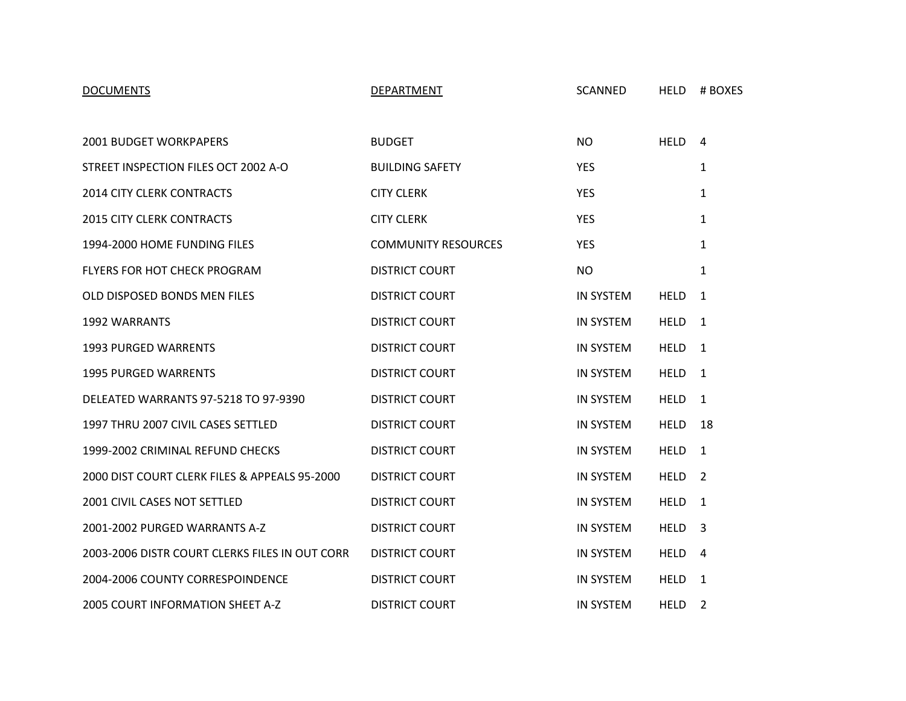| DOCUMENTS | DEPARTMENT | SCANNED | HELD | # BOXES |
|---|---|---|---|---|
| 2001 BUDGET WORKPAPERS | BUDGET | NO | HELD | 4 |
| STREET INSPECTION FILES OCT 2002 A-O | BUILDING SAFETY | YES | | 1 |
| 2014 CITY CLERK CONTRACTS | CITY CLERK | YES | | 1 |
| 2015 CITY CLERK CONTRACTS | CITY CLERK | YES | | 1 |
| 1994-2000 HOME FUNDING FILES | COMMUNITY RESOURCES | YES | | 1 |
| FLYERS FOR HOT CHECK PROGRAM | DISTRICT COURT | NO | | 1 |
| OLD DISPOSED BONDS MEN FILES | DISTRICT COURT | IN SYSTEM | HELD | 1 |
| 1992 WARRANTS | DISTRICT COURT | IN SYSTEM | HELD | 1 |
| 1993 PURGED WARRENTS | DISTRICT COURT | IN SYSTEM | HELD | 1 |
| 1995 PURGED WARRENTS | DISTRICT COURT | IN SYSTEM | HELD | 1 |
| DELEATED WARRANTS 97-5218 TO 97-9390 | DISTRICT COURT | IN SYSTEM | HELD | 1 |
| 1997 THRU 2007 CIVIL CASES SETTLED | DISTRICT COURT | IN SYSTEM | HELD | 18 |
| 1999-2002 CRIMINAL REFUND CHECKS | DISTRICT COURT | IN SYSTEM | HELD | 1 |
| 2000 DIST COURT CLERK FILES & APPEALS 95-2000 | DISTRICT COURT | IN SYSTEM | HELD | 2 |
| 2001 CIVIL CASES NOT SETTLED | DISTRICT COURT | IN SYSTEM | HELD | 1 |
| 2001-2002 PURGED WARRANTS A-Z | DISTRICT COURT | IN SYSTEM | HELD | 3 |
| 2003-2006 DISTR COURT CLERKS FILES IN OUT CORR | DISTRICT COURT | IN SYSTEM | HELD | 4 |
| 2004-2006 COUNTY CORRESPOINDENCE | DISTRICT COURT | IN SYSTEM | HELD | 1 |
| 2005 COURT INFORMATION SHEET A-Z | DISTRICT COURT | IN SYSTEM | HELD | 2 |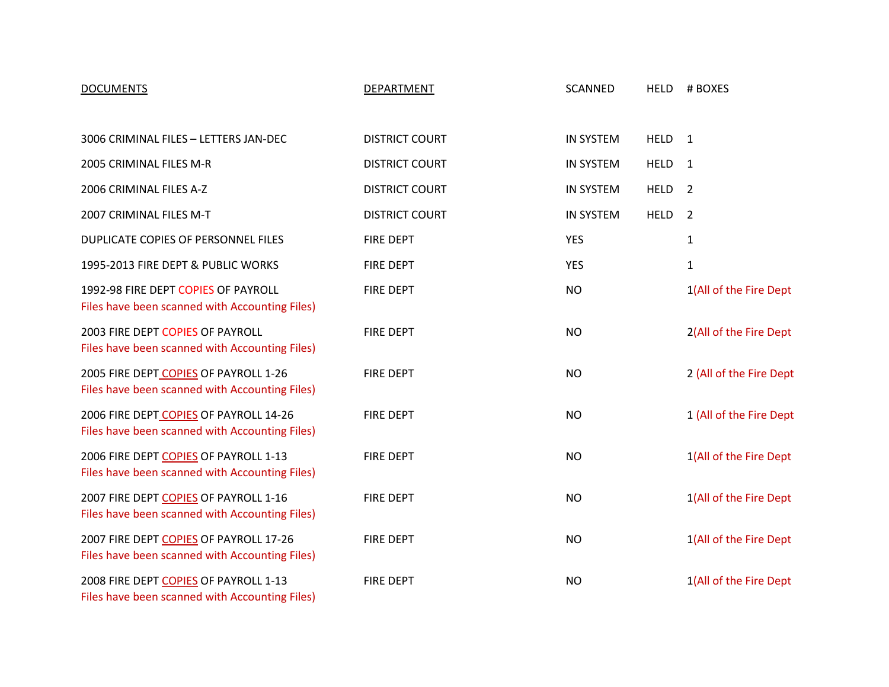| DOCUMENTS | DEPARTMENT | SCANNED | HELD | # BOXES |
|---|---|---|---|---|
| 3006 CRIMINAL FILES – LETTERS JAN-DEC | DISTRICT COURT | IN SYSTEM | HELD | 1 |
| 2005 CRIMINAL FILES M-R | DISTRICT COURT | IN SYSTEM | HELD | 1 |
| 2006 CRIMINAL FILES A-Z | DISTRICT COURT | IN SYSTEM | HELD | 2 |
| 2007 CRIMINAL FILES M-T | DISTRICT COURT | IN SYSTEM | HELD | 2 |
| DUPLICATE COPIES OF PERSONNEL FILES | FIRE DEPT | YES | | 1 |
| 1995-2013 FIRE DEPT & PUBLIC WORKS | FIRE DEPT | YES | | 1 |
| 1992-98 FIRE DEPT COPIES OF PAYROLL Files have been scanned with Accounting Files) | FIRE DEPT | NO | | 1(All of the Fire Dept |
| 2003 FIRE DEPT COPIES OF PAYROLL Files have been scanned with Accounting Files) | FIRE DEPT | NO | | 2(All of the Fire Dept |
| 2005 FIRE DEPT COPIES OF PAYROLL 1-26 Files have been scanned with Accounting Files) | FIRE DEPT | NO | | 2 (All of the Fire Dept |
| 2006 FIRE DEPT COPIES OF PAYROLL 14-26 Files have been scanned with Accounting Files) | FIRE DEPT | NO | | 1 (All of the Fire Dept |
| 2006 FIRE DEPT COPIES OF PAYROLL 1-13 Files have been scanned with Accounting Files) | FIRE DEPT | NO | | 1(All of the Fire Dept |
| 2007 FIRE DEPT COPIES OF PAYROLL 1-16 Files have been scanned with Accounting Files) | FIRE DEPT | NO | | 1(All of the Fire Dept |
| 2007 FIRE DEPT COPIES OF PAYROLL 17-26 Files have been scanned with Accounting Files) | FIRE DEPT | NO | | 1(All of the Fire Dept |
| 2008 FIRE DEPT COPIES OF PAYROLL 1-13 Files have been scanned with Accounting Files) | FIRE DEPT | NO | | 1(All of the Fire Dept |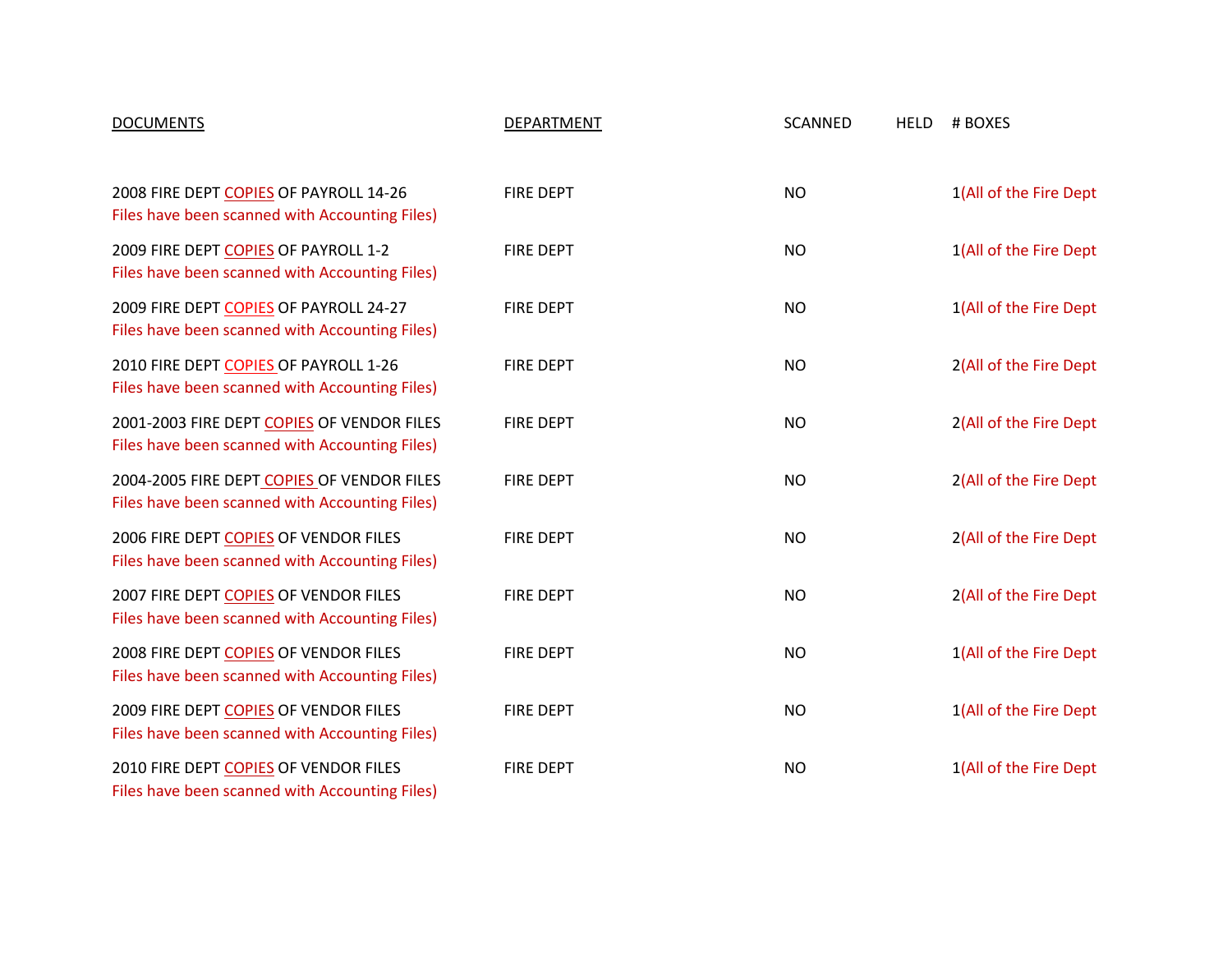| DOCUMENTS | DEPARTMENT | SCANNED | HELD | # BOXES |
|---|---|---|---|---|
| 2008 FIRE DEPT COPIES OF PAYROLL 14-26 Files have been scanned with Accounting Files) | FIRE DEPT | NO | | 1(All of the Fire Dept |
| 2009 FIRE DEPT COPIES OF PAYROLL 1-2 Files have been scanned with Accounting Files) | FIRE DEPT | NO | | 1(All of the Fire Dept |
| 2009 FIRE DEPT COPIES OF PAYROLL 24-27 Files have been scanned with Accounting Files) | FIRE DEPT | NO | | 1(All of the Fire Dept |
| 2010 FIRE DEPT COPIES OF PAYROLL 1-26 Files have been scanned with Accounting Files) | FIRE DEPT | NO | | 2(All of the Fire Dept |
| 2001-2003 FIRE DEPT COPIES OF VENDOR FILES Files have been scanned with Accounting Files) | FIRE DEPT | NO | | 2(All of the Fire Dept |
| 2004-2005 FIRE DEPT COPIES OF VENDOR FILES Files have been scanned with Accounting Files) | FIRE DEPT | NO | | 2(All of the Fire Dept |
| 2006 FIRE DEPT COPIES OF VENDOR FILES Files have been scanned with Accounting Files) | FIRE DEPT | NO | | 2(All of the Fire Dept |
| 2007 FIRE DEPT COPIES OF VENDOR FILES Files have been scanned with Accounting Files) | FIRE DEPT | NO | | 2(All of the Fire Dept |
| 2008 FIRE DEPT COPIES OF VENDOR FILES Files have been scanned with Accounting Files) | FIRE DEPT | NO | | 1(All of the Fire Dept |
| 2009 FIRE DEPT COPIES OF VENDOR FILES Files have been scanned with Accounting Files) | FIRE DEPT | NO | | 1(All of the Fire Dept |
| 2010 FIRE DEPT COPIES OF VENDOR FILES Files have been scanned with Accounting Files) | FIRE DEPT | NO | | 1(All of the Fire Dept |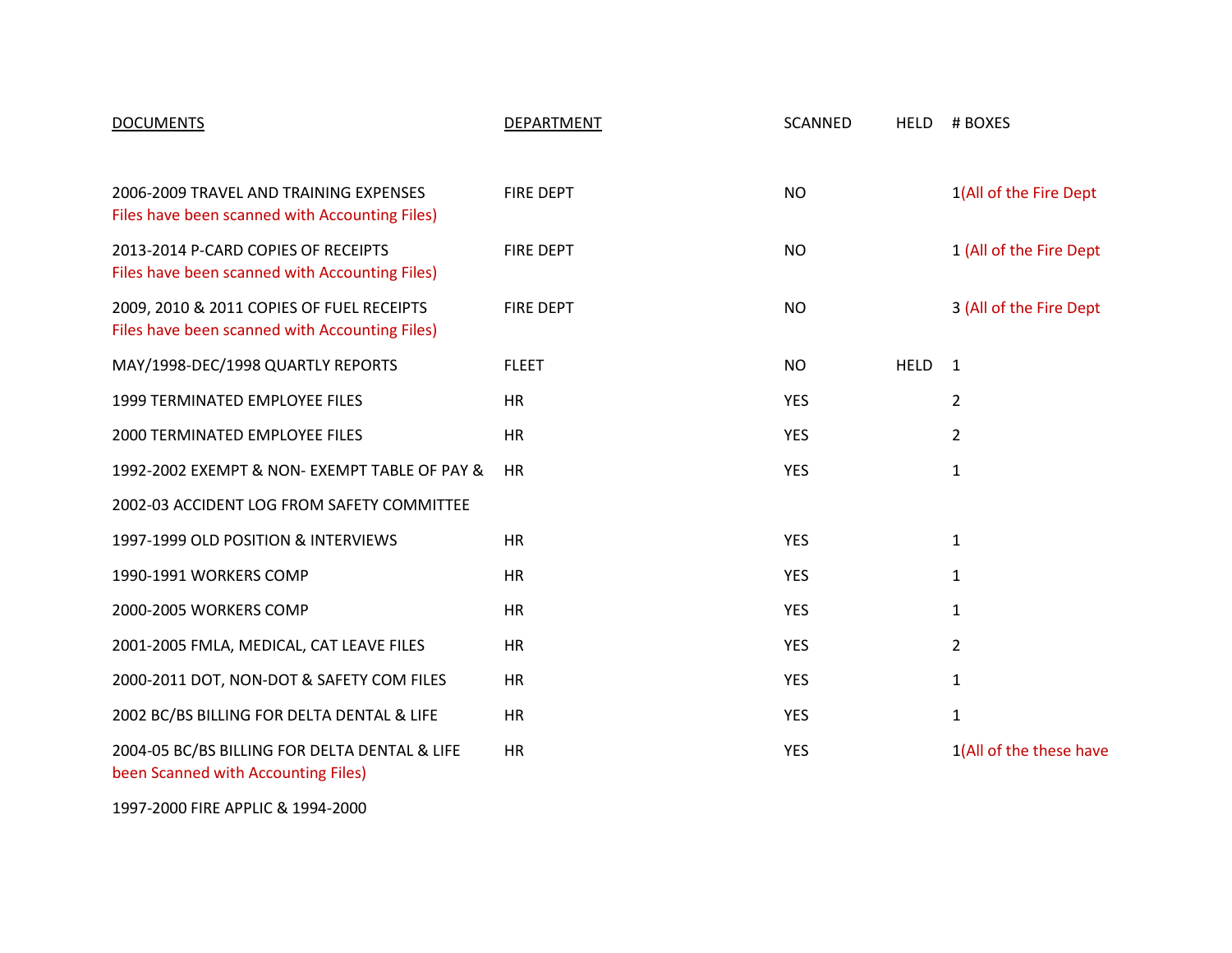| DOCUMENTS | DEPARTMENT | SCANNED | HELD | # BOXES |
|---|---|---|---|---|
| 2006-2009 TRAVEL AND TRAINING EXPENSES Files have been scanned with Accounting Files) | FIRE DEPT | NO | | 1(All of the Fire Dept |
| 2013-2014 P-CARD COPIES OF RECEIPTS Files have been scanned with Accounting Files) | FIRE DEPT | NO | | 1 (All of the Fire Dept |
| 2009, 2010 & 2011 COPIES OF FUEL RECEIPTS Files have been scanned with Accounting Files) | FIRE DEPT | NO | | 3 (All of the Fire Dept |
| MAY/1998-DEC/1998 QUARTLY REPORTS | FLEET | NO | HELD | 1 |
| 1999 TERMINATED EMPLOYEE FILES | HR | YES | | 2 |
| 2000 TERMINATED EMPLOYEE FILES | HR | YES | | 2 |
| 1992-2002 EXEMPT & NON- EXEMPT TABLE OF PAY & | HR | YES | | 1 |
| 2002-03 ACCIDENT LOG FROM SAFETY COMMITTEE | | | | |
| 1997-1999 OLD POSITION & INTERVIEWS | HR | YES | | 1 |
| 1990-1991 WORKERS COMP | HR | YES | | 1 |
| 2000-2005 WORKERS COMP | HR | YES | | 1 |
| 2001-2005 FMLA, MEDICAL, CAT LEAVE FILES | HR | YES | | 2 |
| 2000-2011 DOT, NON-DOT & SAFETY COM FILES | HR | YES | | 1 |
| 2002 BC/BS BILLING FOR DELTA DENTAL & LIFE | HR | YES | | 1 |
| 2004-05 BC/BS BILLING FOR DELTA DENTAL & LIFE been Scanned with Accounting Files) | HR | YES | | 1(All of the these have |
| 1997-2000 FIRE APPLIC & 1994-2000 | | | | |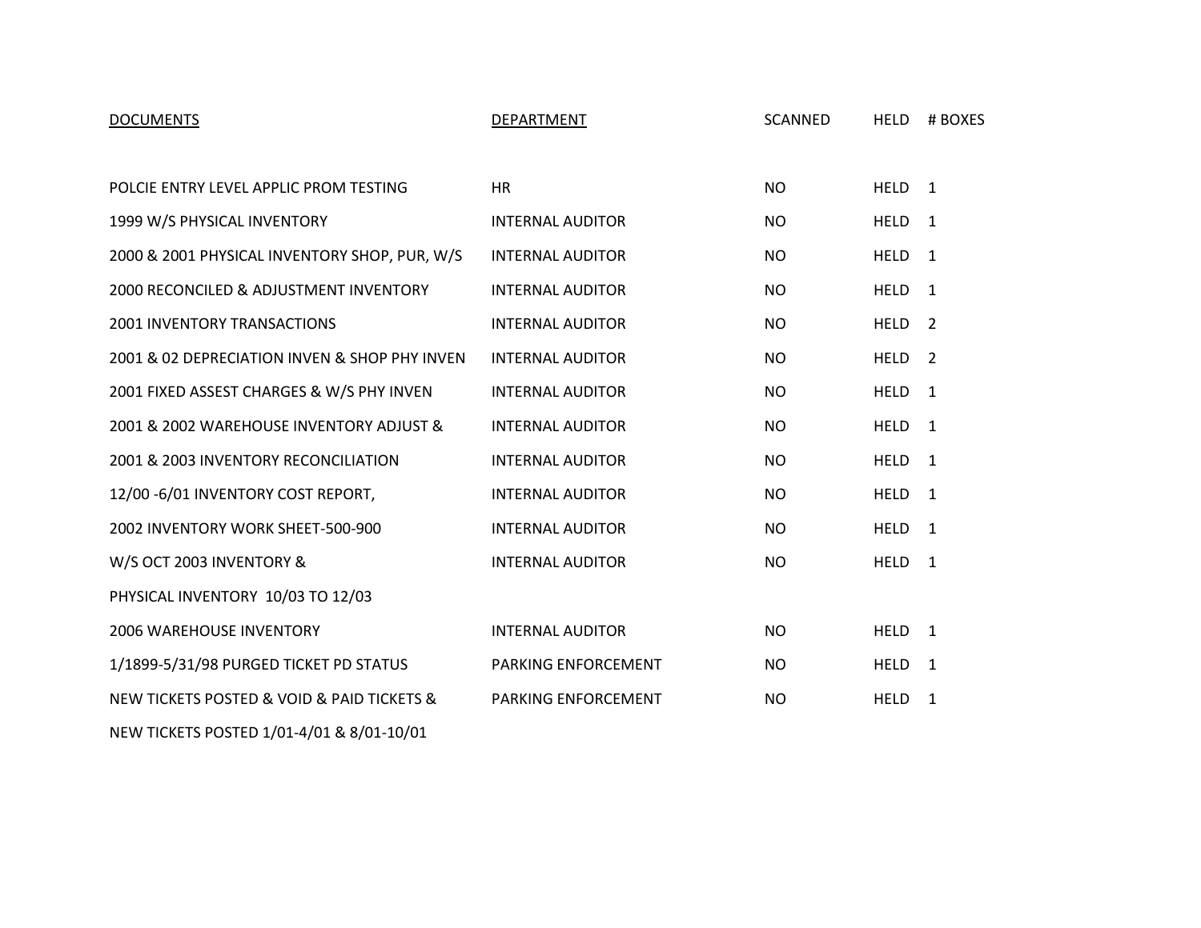| DOCUMENTS | DEPARTMENT | SCANNED | HELD | # BOXES |
| --- | --- | --- | --- | --- |
| POLCIE ENTRY LEVEL APPLIC PROM TESTING | HR | NO | HELD | 1 |
| 1999 W/S PHYSICAL INVENTORY | INTERNAL AUDITOR | NO | HELD | 1 |
| 2000 & 2001 PHYSICAL INVENTORY SHOP, PUR, W/S | INTERNAL AUDITOR | NO | HELD | 1 |
| 2000 RECONCILED & ADJUSTMENT INVENTORY | INTERNAL AUDITOR | NO | HELD | 1 |
| 2001 INVENTORY TRANSACTIONS | INTERNAL AUDITOR | NO | HELD | 2 |
| 2001 & 02 DEPRECIATION INVEN & SHOP PHY INVEN | INTERNAL AUDITOR | NO | HELD | 2 |
| 2001 FIXED ASSEST CHARGES & W/S PHY INVEN | INTERNAL AUDITOR | NO | HELD | 1 |
| 2001 & 2002 WAREHOUSE INVENTORY ADJUST & | INTERNAL AUDITOR | NO | HELD | 1 |
| 2001 & 2003 INVENTORY RECONCILIATION | INTERNAL AUDITOR | NO | HELD | 1 |
| 12/00 -6/01 INVENTORY COST REPORT, | INTERNAL AUDITOR | NO | HELD | 1 |
| 2002 INVENTORY WORK SHEET-500-900 | INTERNAL AUDITOR | NO | HELD | 1 |
| W/S OCT 2003 INVENTORY & PHYSICAL INVENTORY 10/03 TO 12/03 | INTERNAL AUDITOR | NO | HELD | 1 |
| 2006 WAREHOUSE INVENTORY | INTERNAL AUDITOR | NO | HELD | 1 |
| 1/1899-5/31/98 PURGED TICKET PD STATUS | PARKING ENFORCEMENT | NO | HELD | 1 |
| NEW TICKETS POSTED & VOID & PAID TICKETS & NEW TICKETS POSTED 1/01-4/01 & 8/01-10/01 | PARKING ENFORCEMENT | NO | HELD | 1 |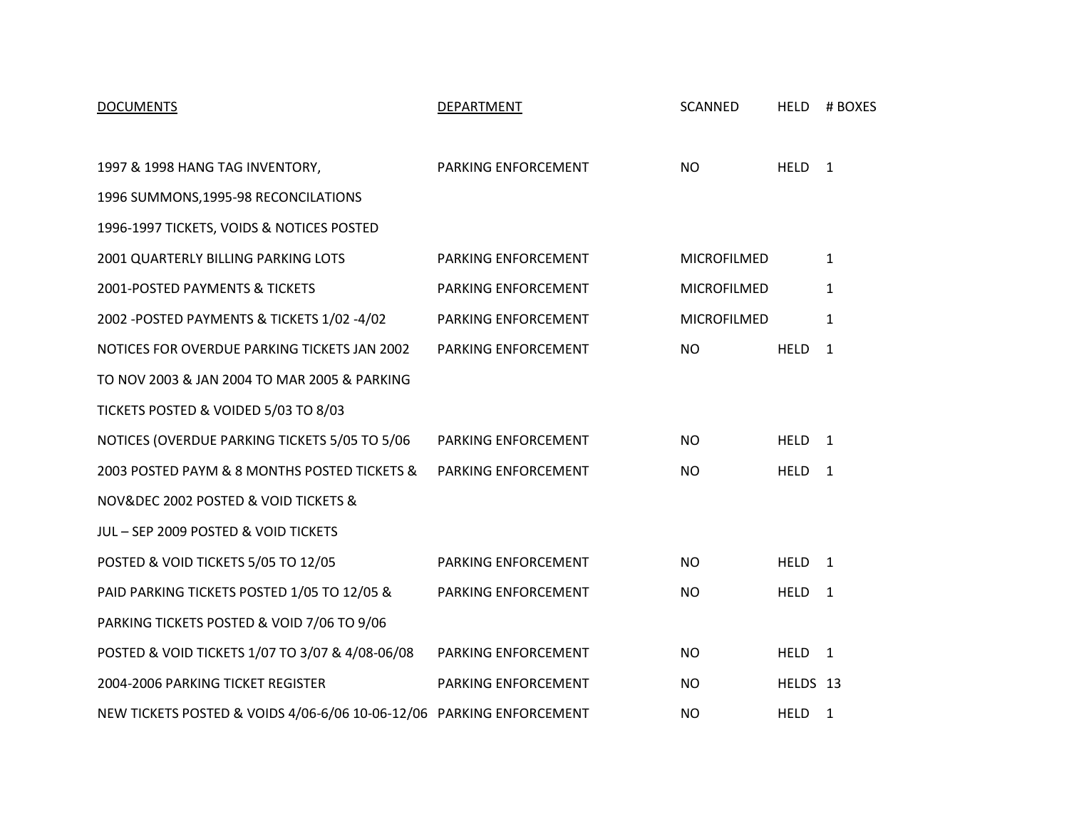| DOCUMENTS | DEPARTMENT | SCANNED | HELD | # BOXES |
|---|---|---|---|---|
| 1997 & 1998 HANG TAG INVENTORY, 1996 SUMMONS,1995-98 RECONCILATIONS 1996-1997 TICKETS, VOIDS & NOTICES POSTED | PARKING ENFORCEMENT | NO | HELD | 1 |
| 2001 QUARTERLY BILLING PARKING LOTS | PARKING ENFORCEMENT | MICROFILMED | | 1 |
| 2001-POSTED PAYMENTS & TICKETS | PARKING ENFORCEMENT | MICROFILMED | | 1 |
| 2002 -POSTED PAYMENTS & TICKETS 1/02 -4/02 | PARKING ENFORCEMENT | MICROFILMED | | 1 |
| NOTICES FOR OVERDUE PARKING TICKETS JAN 2002 TO NOV 2003 & JAN 2004 TO MAR 2005 & PARKING TICKETS POSTED & VOIDED 5/03 TO 8/03 | PARKING ENFORCEMENT | NO | HELD | 1 |
| NOTICES (OVERDUE PARKING TICKETS 5/05 TO 5/06 | PARKING ENFORCEMENT | NO | HELD | 1 |
| 2003 POSTED PAYM & 8 MONTHS POSTED TICKETS & NOV&DEC 2002 POSTED & VOID TICKETS & JUL – SEP 2009 POSTED & VOID TICKETS | PARKING ENFORCEMENT | NO | HELD | 1 |
| POSTED & VOID TICKETS 5/05 TO 12/05 | PARKING ENFORCEMENT | NO | HELD | 1 |
| PAID PARKING TICKETS POSTED 1/05 TO 12/05 & PARKING TICKETS POSTED & VOID 7/06 TO 9/06 | PARKING ENFORCEMENT | NO | HELD | 1 |
| POSTED & VOID TICKETS 1/07 TO 3/07 & 4/08-06/08 | PARKING ENFORCEMENT | NO | HELD | 1 |
| 2004-2006 PARKING TICKET REGISTER | PARKING ENFORCEMENT | NO | HELDS | 13 |
| NEW TICKETS POSTED & VOIDS 4/06-6/06 10-06-12/06 | PARKING ENFORCEMENT | NO | HELD | 1 |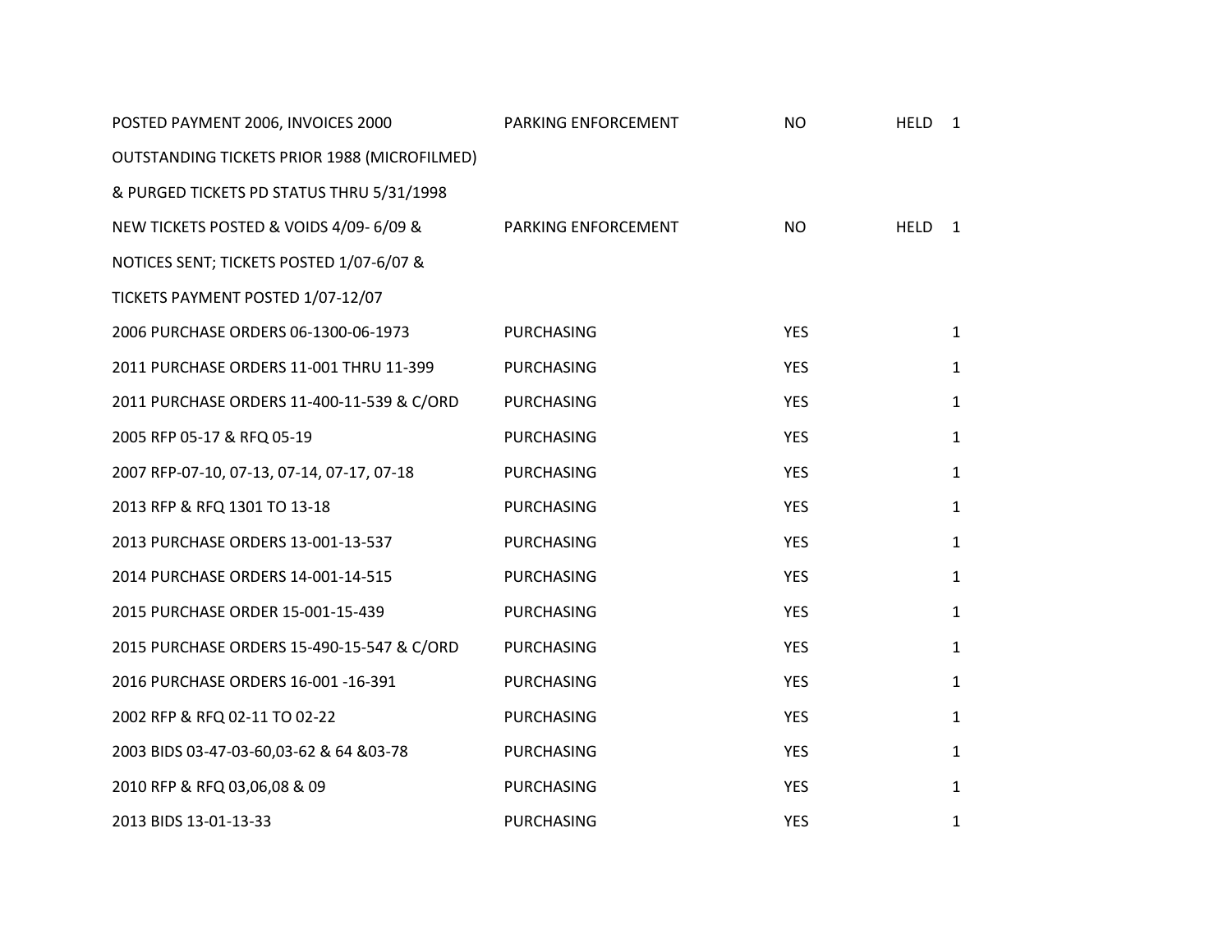| | | | | |
|---|---|---|---|---|
| POSTED PAYMENT 2006, INVOICES 2000 OUTSTANDING TICKETS PRIOR 1988 (MICROFILMED) & PURGED TICKETS PD STATUS THRU 5/31/1998 | PARKING ENFORCEMENT | NO | HELD | 1 |
| NEW TICKETS POSTED & VOIDS 4/09- 6/09 & NOTICES SENT; TICKETS POSTED 1/07-6/07 & TICKETS PAYMENT POSTED 1/07-12/07 | PARKING ENFORCEMENT | NO | HELD | 1 |
| 2006 PURCHASE ORDERS 06-1300-06-1973 | PURCHASING | YES | | 1 |
| 2011 PURCHASE ORDERS 11-001 THRU 11-399 | PURCHASING | YES | | 1 |
| 2011 PURCHASE ORDERS 11-400-11-539 & C/ORD | PURCHASING | YES | | 1 |
| 2005 RFP 05-17 & RFQ 05-19 | PURCHASING | YES | | 1 |
| 2007 RFP-07-10, 07-13, 07-14, 07-17, 07-18 | PURCHASING | YES | | 1 |
| 2013 RFP & RFQ 1301 TO 13-18 | PURCHASING | YES | | 1 |
| 2013 PURCHASE ORDERS 13-001-13-537 | PURCHASING | YES | | 1 |
| 2014 PURCHASE ORDERS 14-001-14-515 | PURCHASING | YES | | 1 |
| 2015 PURCHASE ORDER 15-001-15-439 | PURCHASING | YES | | 1 |
| 2015 PURCHASE ORDERS 15-490-15-547 & C/ORD | PURCHASING | YES | | 1 |
| 2016 PURCHASE ORDERS 16-001 -16-391 | PURCHASING | YES | | 1 |
| 2002 RFP & RFQ 02-11 TO 02-22 | PURCHASING | YES | | 1 |
| 2003 BIDS 03-47-03-60,03-62 & 64 &03-78 | PURCHASING | YES | | 1 |
| 2010 RFP & RFQ 03,06,08 & 09 | PURCHASING | YES | | 1 |
| 2013 BIDS 13-01-13-33 | PURCHASING | YES | | 1 |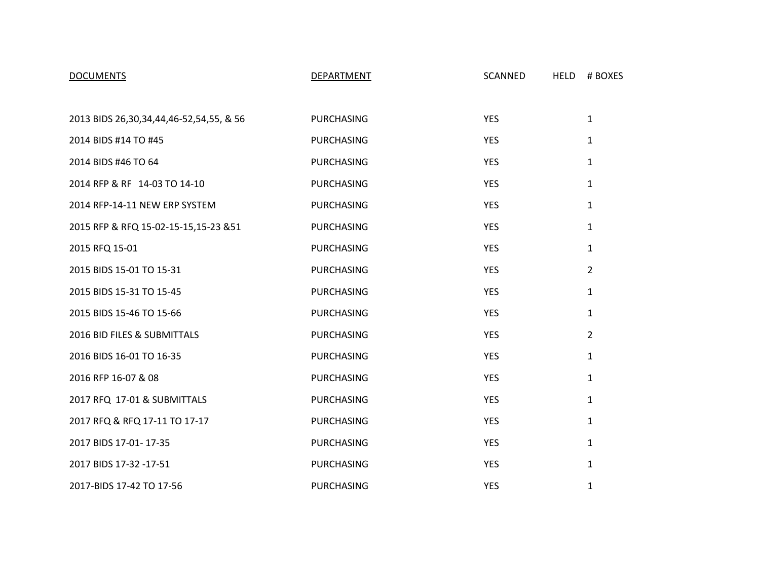| DOCUMENTS | DEPARTMENT | SCANNED | HELD | # BOXES |
|---|---|---|---|---|
| 2013 BIDS 26,30,34,44,46-52,54,55, & 56 | PURCHASING | YES | | 1 |
| 2014 BIDS #14 TO #45 | PURCHASING | YES | | 1 |
| 2014 BIDS #46 TO 64 | PURCHASING | YES | | 1 |
| 2014 RFP & RF 14-03 TO 14-10 | PURCHASING | YES | | 1 |
| 2014 RFP-14-11 NEW ERP SYSTEM | PURCHASING | YES | | 1 |
| 2015 RFP & RFQ 15-02-15-15,15-23 &51 | PURCHASING | YES | | 1 |
| 2015 RFQ 15-01 | PURCHASING | YES | | 1 |
| 2015 BIDS 15-01 TO 15-31 | PURCHASING | YES | | 2 |
| 2015 BIDS 15-31 TO 15-45 | PURCHASING | YES | | 1 |
| 2015 BIDS 15-46 TO 15-66 | PURCHASING | YES | | 1 |
| 2016 BID FILES & SUBMITTALS | PURCHASING | YES | | 2 |
| 2016 BIDS 16-01 TO 16-35 | PURCHASING | YES | | 1 |
| 2016 RFP 16-07 & 08 | PURCHASING | YES | | 1 |
| 2017 RFQ 17-01 & SUBMITTALS | PURCHASING | YES | | 1 |
| 2017 RFQ & RFQ 17-11 TO 17-17 | PURCHASING | YES | | 1 |
| 2017 BIDS 17-01- 17-35 | PURCHASING | YES | | 1 |
| 2017 BIDS 17-32 -17-51 | PURCHASING | YES | | 1 |
| 2017-BIDS 17-42 TO 17-56 | PURCHASING | YES | | 1 |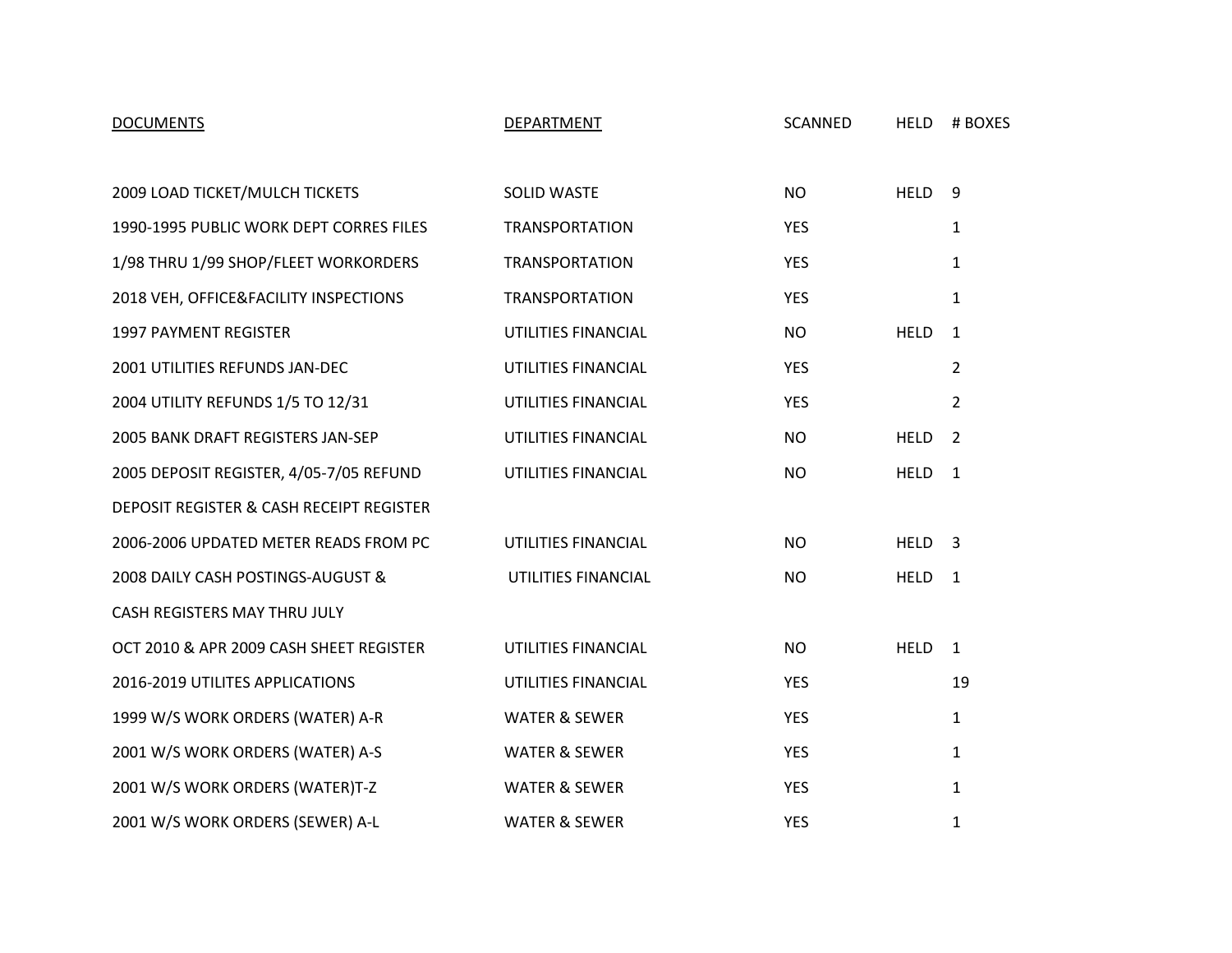| DOCUMENTS | DEPARTMENT | SCANNED | HELD | # BOXES |
|---|---|---|---|---|
| 2009 LOAD TICKET/MULCH TICKETS | SOLID WASTE | NO | HELD | 9 |
| 1990-1995 PUBLIC WORK DEPT CORRES FILES | TRANSPORTATION | YES | | 1 |
| 1/98 THRU 1/99 SHOP/FLEET WORKORDERS | TRANSPORTATION | YES | | 1 |
| 2018 VEH, OFFICE&FACILITY INSPECTIONS | TRANSPORTATION | YES | | 1 |
| 1997 PAYMENT REGISTER | UTILITIES FINANCIAL | NO | HELD | 1 |
| 2001 UTILITIES REFUNDS JAN-DEC | UTILITIES FINANCIAL | YES | | 2 |
| 2004 UTILITY REFUNDS 1/5 TO 12/31 | UTILITIES FINANCIAL | YES | | 2 |
| 2005 BANK DRAFT REGISTERS JAN-SEP | UTILITIES FINANCIAL | NO | HELD | 2 |
| 2005 DEPOSIT REGISTER, 4/05-7/05 REFUND DEPOSIT REGISTER & CASH RECEIPT REGISTER | UTILITIES FINANCIAL | NO | HELD | 1 |
| 2006-2006 UPDATED METER READS FROM PC | UTILITIES FINANCIAL | NO | HELD | 3 |
| 2008 DAILY CASH POSTINGS-AUGUST & CASH REGISTERS MAY THRU JULY | UTILITIES FINANCIAL | NO | HELD | 1 |
| OCT 2010 & APR 2009 CASH SHEET REGISTER | UTILITIES FINANCIAL | NO | HELD | 1 |
| 2016-2019 UTILITES APPLICATIONS | UTILITIES FINANCIAL | YES | | 19 |
| 1999 W/S WORK ORDERS (WATER) A-R | WATER & SEWER | YES | | 1 |
| 2001 W/S WORK ORDERS (WATER) A-S | WATER & SEWER | YES | | 1 |
| 2001 W/S WORK ORDERS (WATER)T-Z | WATER & SEWER | YES | | 1 |
| 2001 W/S WORK ORDERS (SEWER) A-L | WATER & SEWER | YES | | 1 |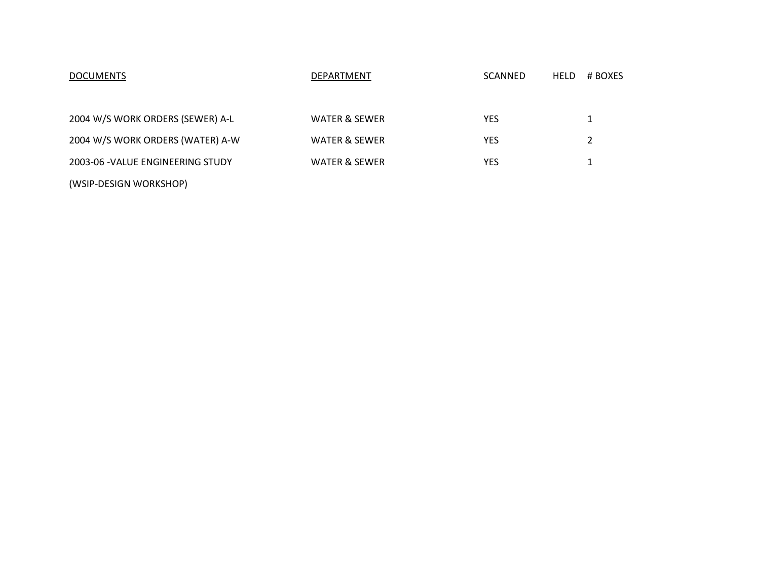| DOCUMENTS | DEPARTMENT | SCANNED | HELD | # BOXES |
|---|---|---|---|---|
| 2004 W/S WORK ORDERS (SEWER) A-L | WATER & SEWER | YES | | 1 |
| 2004 W/S WORK ORDERS (WATER) A-W | WATER & SEWER | YES | | 2 |
| 2003-06 -VALUE ENGINEERING STUDY (WSIP-DESIGN WORKSHOP) | WATER & SEWER | YES | | 1 |